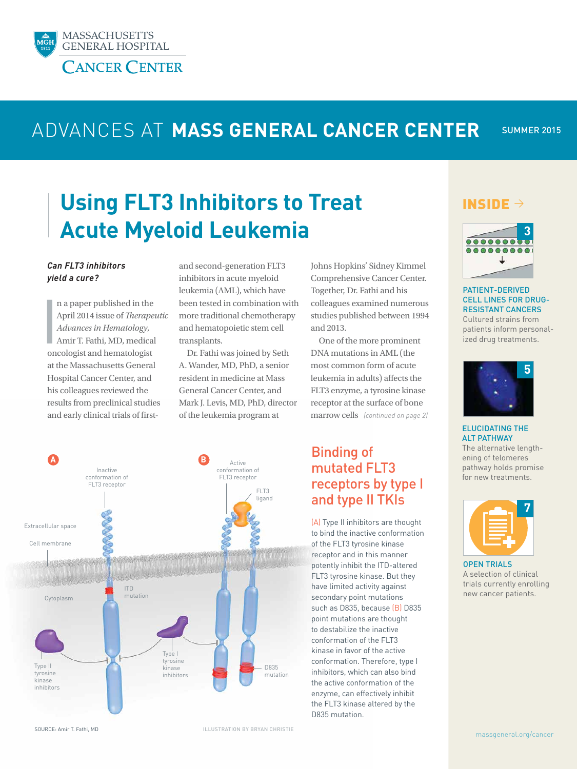MASSACHUSETTS GENERAL HOSPITAL

CANCER CENTER

ADVANCES AT **MASS GENERAL CANCER CENTER** SUMMER 2015

# Using FLT3 Inhibitors to Treat Acute Myeloid Leukemia

***Can FLT3 inhibitors yield a cure?***

In a paper published in the April 2014 issue of *Therapeutic Advances in Hematology*, Amir T. Fathi, MD, medical oncologist and hematologist at the Massachusetts General Hospital Cancer Center, and his colleagues reviewed the results from preclinical studies and early clinical trials of first- and second-generation FLT3 inhibitors in acute myeloid leukemia (AML), which have been tested in combination with more traditional chemotherapy and hematopoietic stem cell transplants.

Dr. Fathi was joined by Seth A. Wander, MD, PhD, a senior resident in medicine at Mass General Cancer Center, and Mark J. Levis, MD, PhD, director of the leukemia program at Johns Hopkins' Sidney Kimmel Comprehensive Cancer Center. Together, Dr. Fathi and his colleagues examined numerous studies published between 1994 and 2013.

One of the more prominent DNA mutations in AML (the most common form of acute leukemia in adults) affects the FLT3 enzyme, a tyrosine kinase receptor at the surface of bone marrow cells *(continued on page 2)*

A — Inactive conformation of FLT3 receptor; Extracellular space; Cell membrane; Cytoplasm; ITD mutation; Type II tyrosine kinase inhibitors; Type I tyrosine kinase inhibitors

B — Active conformation of FLT3 receptor; FLT3 ligand; D835 mutation

SOURCE: Amir T. Fathi, MD

ILLUSTRATION BY BRYAN CHRISTIE

## Binding of mutated FLT3 receptors by type I and type II TKIs

(A) Type II inhibitors are thought to bind the inactive conformation of the FLT3 tyrosine kinase receptor and in this manner potently inhibit the ITD-altered FLT3 tyrosine kinase. But they have limited activity against secondary point mutations such as D835, because (B) D835 point mutations are thought to destabilize the inactive conformation of the FLT3 kinase in favor of the active conformation. Therefore, type I inhibitors, which can also bind the active conformation of the enzyme, can effectively inhibit the FLT3 kinase altered by the D835 mutation.

## INSIDE →

**3** PATIENT-DERIVED CELL LINES FOR DRUG-RESISTANT CANCERS

Cultured strains from patients inform personalized drug treatments.

**5** ELUCIDATING THE ALT PATHWAY

The alternative lengthening of telomeres pathway holds promise for new treatments.

**7** OPEN TRIALS

A selection of clinical trials currently enrolling new cancer patients.

massgeneral.org/cancer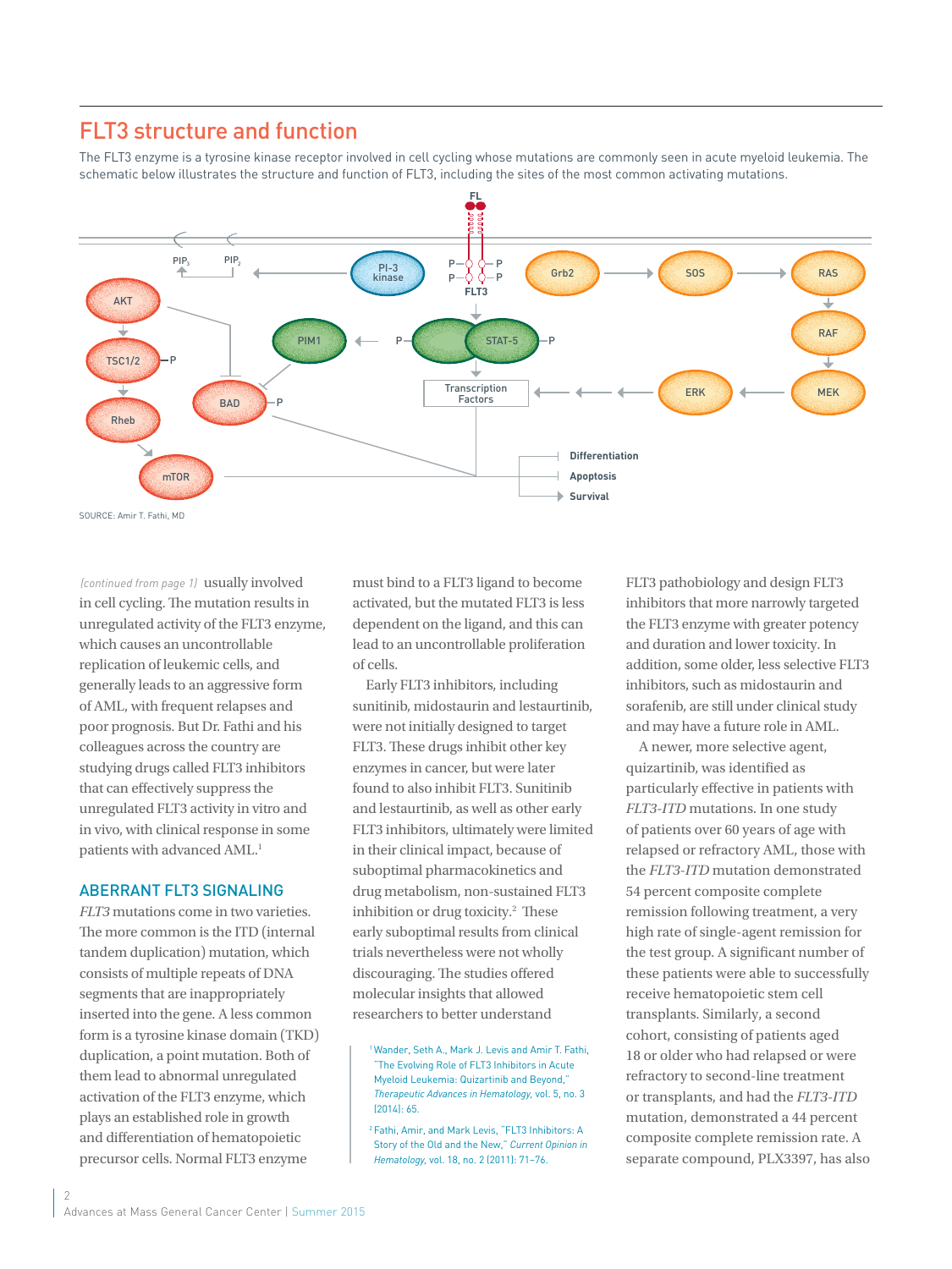## FLT3 structure and function

The FLT3 enzyme is a tyrosine kinase receptor involved in cell cycling whose mutations are commonly seen in acute myeloid leukemia. The schematic below illustrates the structure and function of FLT3, including the sites of the most common activating mutations.

SOURCE: Amir T. Fathi, MD

*(continued from page 1)* usually involved in cell cycling. The mutation results in unregulated activity of the FLT3 enzyme, which causes an uncontrollable replication of leukemic cells, and generally leads to an aggressive form of AML, with frequent relapses and poor prognosis. But Dr. Fathi and his colleagues across the country are studying drugs called FLT3 inhibitors that can effectively suppress the unregulated FLT3 activity in vitro and in vivo, with clinical response in some patients with advanced AML.[1]

### ABERRANT FLT3 SIGNALING

*FLT3* mutations come in two varieties. The more common is the ITD (internal tandem duplication) mutation, which consists of multiple repeats of DNA segments that are inappropriately inserted into the gene. A less common form is a tyrosine kinase domain (TKD) duplication, a point mutation. Both of them lead to abnormal unregulated activation of the FLT3 enzyme, which plays an established role in growth and differentiation of hematopoietic precursor cells. Normal FLT3 enzyme must bind to a FLT3 ligand to become activated, but the mutated FLT3 is less dependent on the ligand, and this can lead to an uncontrollable proliferation of cells.

Early FLT3 inhibitors, including sunitinib, midostaurin and lestaurtinib, were not initially designed to target FLT3. These drugs inhibit other key enzymes in cancer, but were later found to also inhibit FLT3. Sunitinib and lestaurtinib, as well as other early FLT3 inhibitors, ultimately were limited in their clinical impact, because of suboptimal pharmacokinetics and drug metabolism, non-sustained FLT3 inhibition or drug toxicity.[2] These early suboptimal results from clinical trials nevertheless were not wholly discouraging. The studies offered molecular insights that allowed researchers to better understand FLT3 pathobiology and design FLT3 inhibitors that more narrowly targeted the FLT3 enzyme with greater potency and duration and lower toxicity. In addition, some older, less selective FLT3 inhibitors, such as midostaurin and sorafenib, are still under clinical study and may have a future role in AML.

A newer, more selective agent, quizartinib, was identified as particularly effective in patients with *FLT3-ITD* mutations. In one study of patients over 60 years of age with relapsed or refractory AML, those with the *FLT3-ITD* mutation demonstrated 54 percent composite complete remission following treatment, a very high rate of single-agent remission for the test group. A significant number of these patients were able to successfully receive hematopoietic stem cell transplants. Similarly, a second cohort, consisting of patients aged 18 or older who had relapsed or were refractory to second-line treatment or transplants, and had the *FLT3-ITD* mutation, demonstrated a 44 percent composite complete remission rate. A separate compound, PLX3397, has also

[1] Wander, Seth A., Mark J. Levis and Amir T. Fathi, "The Evolving Role of FLT3 Inhibitors in Acute Myeloid Leukemia: Quizartinib and Beyond," *Therapeutic Advances in Hematology*, vol. 5, no. 3 (2014): 65.

[2] Fathi, Amir, and Mark Levis, "FLT3 Inhibitors: A Story of the Old and the New," *Current Opinion in Hematology*, vol. 18, no. 2 (2011): 71–76.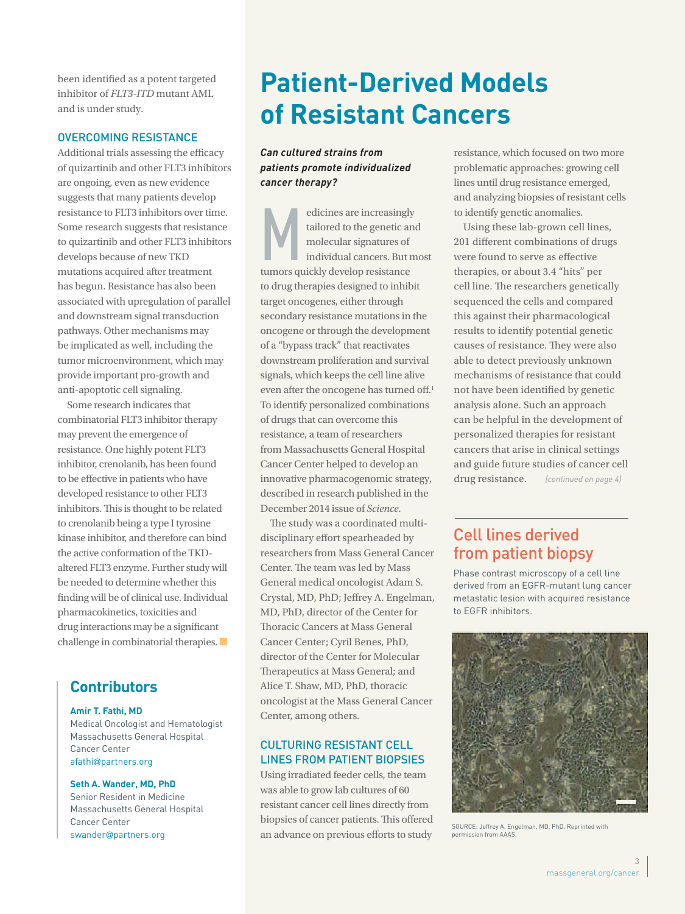been identified as a potent targeted inhibitor of *FLT3-ITD* mutant AML and is under study.

### OVERCOMING RESISTANCE

Additional trials assessing the efficacy of quizartinib and other FLT3 inhibitors are ongoing, even as new evidence suggests that many patients develop resistance to FLT3 inhibitors over time. Some research suggests that resistance to quizartinib and other FLT3 inhibitors develops because of new TKD mutations acquired after treatment has begun. Resistance has also been associated with upregulation of parallel and downstream signal transduction pathways. Other mechanisms may be implicated as well, including the tumor microenvironment, which may provide important pro-growth and anti-apoptotic cell signaling.

Some research indicates that combinatorial FLT3 inhibitor therapy may prevent the emergence of resistance. One highly potent FLT3 inhibitor, crenolanib, has been found to be effective in patients who have developed resistance to other FLT3 inhibitors. This is thought to be related to crenolanib being a type I tyrosine kinase inhibitor, and therefore can bind the active conformation of the TKD-altered FLT3 enzyme. Further study will be needed to determine whether this finding will be of clinical use. Individual pharmacokinetics, toxicities and drug interactions may be a significant challenge in combinatorial therapies.

## Contributors

**Amir T. Fathi, MD**
Medical Oncologist and Hematologist
Massachusetts General Hospital Cancer Center
afathi@partners.org

**Seth A. Wander, MD, PhD**
Senior Resident in Medicine
Massachusetts General Hospital Cancer Center
swander@partners.org

# Patient-Derived Models of Resistant Cancers

***Can cultured strains from patients promote individualized cancer therapy?***

Medicines are increasingly tailored to the genetic and molecular signatures of individual cancers. But most tumors quickly develop resistance to drug therapies designed to inhibit target oncogenes, either through secondary resistance mutations in the oncogene or through the development of a "bypass track" that reactivates downstream proliferation and survival signals, which keeps the cell line alive even after the oncogene has turned off.[1] To identify personalized combinations of drugs that can overcome this resistance, a team of researchers from Massachusetts General Hospital Cancer Center helped to develop an innovative pharmacogenomic strategy, described in research published in the December 2014 issue of *Science*.

The study was a coordinated multidisciplinary effort spearheaded by researchers from Mass General Cancer Center. The team was led by Mass General medical oncologist Adam S. Crystal, MD, PhD; Jeffrey A. Engelman, MD, PhD, director of the Center for Thoracic Cancers at Mass General Cancer Center; Cyril Benes, PhD, director of the Center for Molecular Therapeutics at Mass General; and Alice T. Shaw, MD, PhD, thoracic oncologist at the Mass General Cancer Center, among others.

### CULTURING RESISTANT CELL LINES FROM PATIENT BIOPSIES

Using irradiated feeder cells, the team was able to grow lab cultures of 60 resistant cancer cell lines directly from biopsies of cancer patients. This offered an advance on previous efforts to study resistance, which focused on two more problematic approaches: growing cell lines until drug resistance emerged, and analyzing biopsies of resistant cells to identify genetic anomalies.

Using these lab-grown cell lines, 201 different combinations of drugs were found to serve as effective therapies, or about 3.4 "hits" per cell line. The researchers genetically sequenced the cells and compared this against their pharmacological results to identify potential genetic causes of resistance. They were also able to detect previously unknown mechanisms of resistance that could not have been identified by genetic analysis alone. Such an approach can be helpful in the development of personalized therapies for resistant cancers that arise in clinical settings and guide future studies of cancer cell drug resistance. *(continued on page 4)*

## Cell lines derived from patient biopsy

Phase contrast microscopy of a cell line derived from an EGFR-mutant lung cancer metastatic lesion with acquired resistance to EGFR inhibitors.

SOURCE: Jeffrey A. Engelman, MD, PhD. Reprinted with permission from AAAS.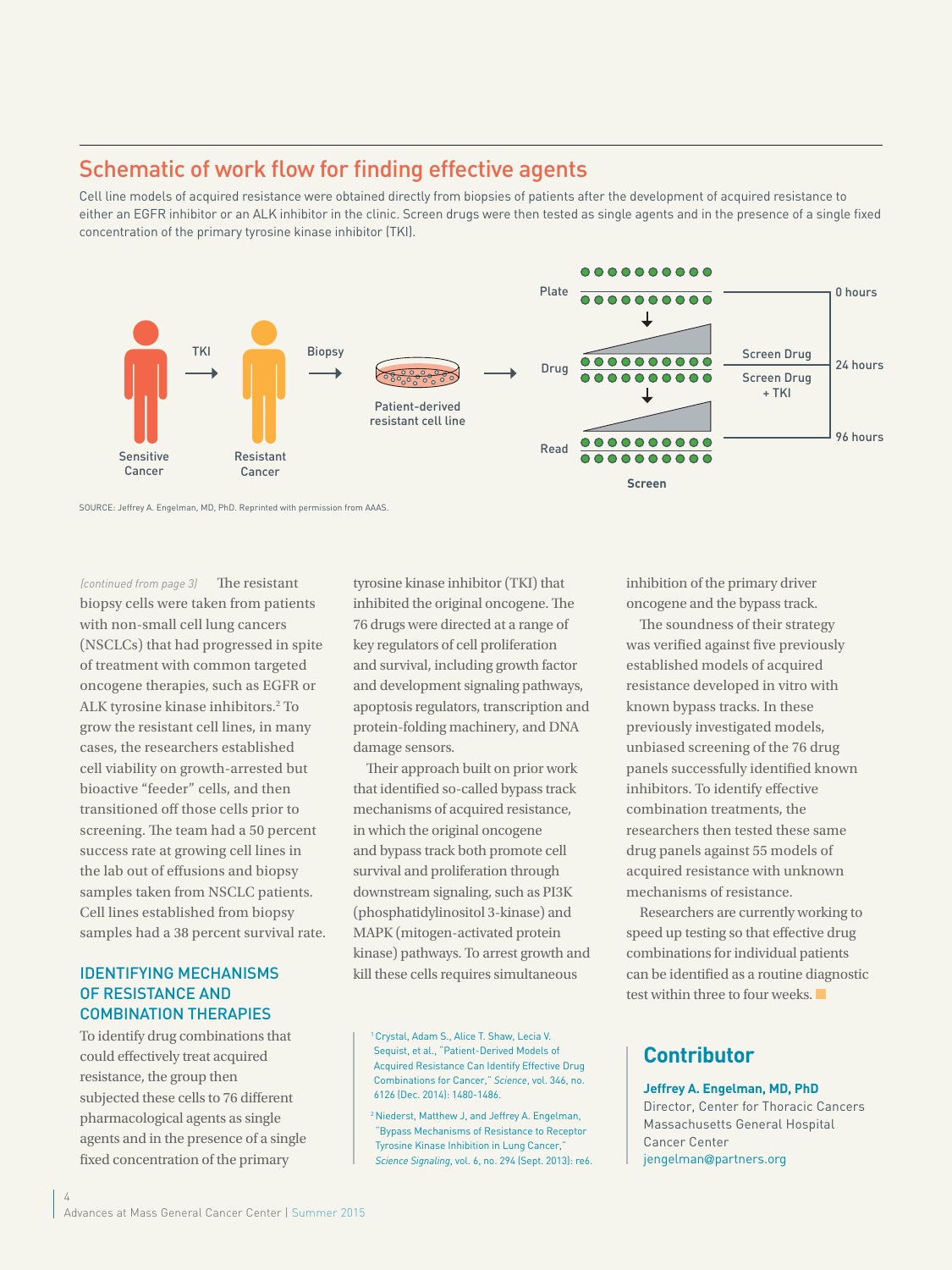## Schematic of work flow for finding effective agents

Cell line models of acquired resistance were obtained directly from biopsies of patients after the development of acquired resistance to either an EGFR inhibitor or an ALK inhibitor in the clinic. Screen drugs were then tested as single agents and in the presence of a single fixed concentration of the primary tyrosine kinase inhibitor (TKI).

Sensitive Cancer → TKI → Resistant Cancer → Biopsy → Patient-derived resistant cell line →

Plate — 0 hours

Drug — Screen Drug / Screen Drug + TKI — 24 hours

Read — 96 hours

Screen

SOURCE: Jeffrey A. Engelman, MD, PhD. Reprinted with permission from AAAS.

*(continued from page 3)* The resistant biopsy cells were taken from patients with non-small cell lung cancers (NSCLCs) that had progressed in spite of treatment with common targeted oncogene therapies, such as EGFR or ALK tyrosine kinase inhibitors.[2] To grow the resistant cell lines, in many cases, the researchers established cell viability on growth-arrested but bioactive "feeder" cells, and then transitioned off those cells prior to screening. The team had a 50 percent success rate at growing cell lines in the lab out of effusions and biopsy samples taken from NSCLC patients. Cell lines established from biopsy samples had a 38 percent survival rate.

### IDENTIFYING MECHANISMS OF RESISTANCE AND COMBINATION THERAPIES

To identify drug combinations that could effectively treat acquired resistance, the group then subjected these cells to 76 different pharmacological agents as single agents and in the presence of a single fixed concentration of the primary tyrosine kinase inhibitor (TKI) that inhibited the original oncogene. The 76 drugs were directed at a range of key regulators of cell proliferation and survival, including growth factor and development signaling pathways, apoptosis regulators, transcription and protein-folding machinery, and DNA damage sensors.

Their approach built on prior work that identified so-called bypass track mechanisms of acquired resistance, in which the original oncogene and bypass track both promote cell survival and proliferation through downstream signaling, such as PI3K (phosphatidylinositol 3-kinase) and MAPK (mitogen-activated protein kinase) pathways. To arrest growth and kill these cells requires simultaneous inhibition of the primary driver oncogene and the bypass track.

The soundness of their strategy was verified against five previously established models of acquired resistance developed in vitro with known bypass tracks. In these previously investigated models, unbiased screening of the 76 drug panels successfully identified known inhibitors. To identify effective combination treatments, the researchers then tested these same drug panels against 55 models of acquired resistance with unknown mechanisms of resistance.

Researchers are currently working to speed up testing so that effective drug combinations for individual patients can be identified as a routine diagnostic test within three to four weeks.

[1] Crystal, Adam S., Alice T. Shaw, Lecia V. Sequist, et al., "Patient-Derived Models of Acquired Resistance Can Identify Effective Drug Combinations for Cancer," *Science*, vol. 346, no. 6126 (Dec. 2014): 1480-1486.

[2] Niederst, Matthew J, and Jeffrey A. Engelman, "Bypass Mechanisms of Resistance to Receptor Tyrosine Kinase Inhibition in Lung Cancer," *Science Signaling*, vol. 6, no. 294 (Sept. 2013): re6.

## Contributor

**Jeffrey A. Engelman, MD, PhD**
Director, Center for Thoracic Cancers
Massachusetts General Hospital Cancer Center
jengelman@partners.org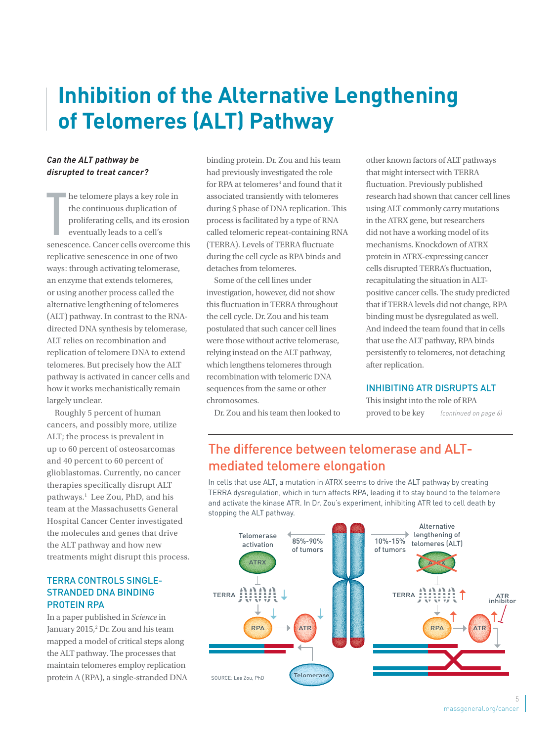# Inhibition of the Alternative Lengthening of Telomeres (ALT) Pathway

***Can the ALT pathway be disrupted to treat cancer?***

The telomere plays a key role in the continuous duplication of proliferating cells, and its erosion eventually leads to a cell's senescence. Cancer cells overcome this replicative senescence in one of two ways: through activating telomerase, an enzyme that extends telomeres, or using another process called the alternative lengthening of telomeres (ALT) pathway. In contrast to the RNA-directed DNA synthesis by telomerase, ALT relies on recombination and replication of telomere DNA to extend telomeres. But precisely how the ALT pathway is activated in cancer cells and how it works mechanistically remain largely unclear.

Roughly 5 percent of human cancers, and possibly more, utilize ALT; the process is prevalent in up to 60 percent of osteosarcomas and 40 percent to 60 percent of glioblastomas. Currently, no cancer therapies specifically disrupt ALT pathways.[1] Lee Zou, PhD, and his team at the Massachusetts General Hospital Cancer Center investigated the molecules and genes that drive the ALT pathway and how new treatments might disrupt this process.

## TERRA CONTROLS SINGLE-STRANDED DNA BINDING PROTEIN RPA

In a paper published in *Science* in January 2015,[2] Dr. Zou and his team mapped a model of critical steps along the ALT pathway. The processes that maintain telomeres employ replication protein A (RPA), a single-stranded DNA binding protein. Dr. Zou and his team had previously investigated the role for RPA at telomeres[3] and found that it associated transiently with telomeres during S phase of DNA replication. This process is facilitated by a type of RNA called telomeric repeat-containing RNA (TERRA). Levels of TERRA fluctuate during the cell cycle as RPA binds and detaches from telomeres.

Some of the cell lines under investigation, however, did not show this fluctuation in TERRA throughout the cell cycle. Dr. Zou and his team postulated that such cancer cell lines were those without active telomerase, relying instead on the ALT pathway, which lengthens telomeres through recombination with telomeric DNA sequences from the same or other chromosomes.

Dr. Zou and his team then looked to other known factors of ALT pathways that might intersect with TERRA fluctuation. Previously published research had shown that cancer cell lines using ALT commonly carry mutations in the ATRX gene, but researchers did not have a working model of its mechanisms. Knockdown of ATRX protein in ATRX-expressing cancer cells disrupted TERRA's fluctuation, recapitulating the situation in ALT-positive cancer cells. The study predicted that if TERRA levels did not change, RPA binding must be dysregulated as well. And indeed the team found that in cells that use the ALT pathway, RPA binds persistently to telomeres, not detaching after replication.

## INHIBITING ATR DISRUPTS ALT

This insight into the role of RPA proved to be key *(continued on page 6)*

## The difference between telomerase and ALT-mediated telomere elongation

In cells that use ALT, a mutation in ATRX seems to drive the ALT pathway by creating TERRA dysregulation, which in turn affects RPA, leading it to stay bound to the telomere and activate the kinase ATR. In Dr. Zou's experiment, inhibiting ATR led to cell death by stopping the ALT pathway.

Telomerase activation — 85%-90% of tumors: ATRX, TERRA, RPA, ATR, Telomerase

Alternative lengthening of telomeres (ALT) — 10%-15% of tumors: ATRX, TERRA, RPA, ATR, ATR inhibitor

SOURCE: Lee Zou, PhD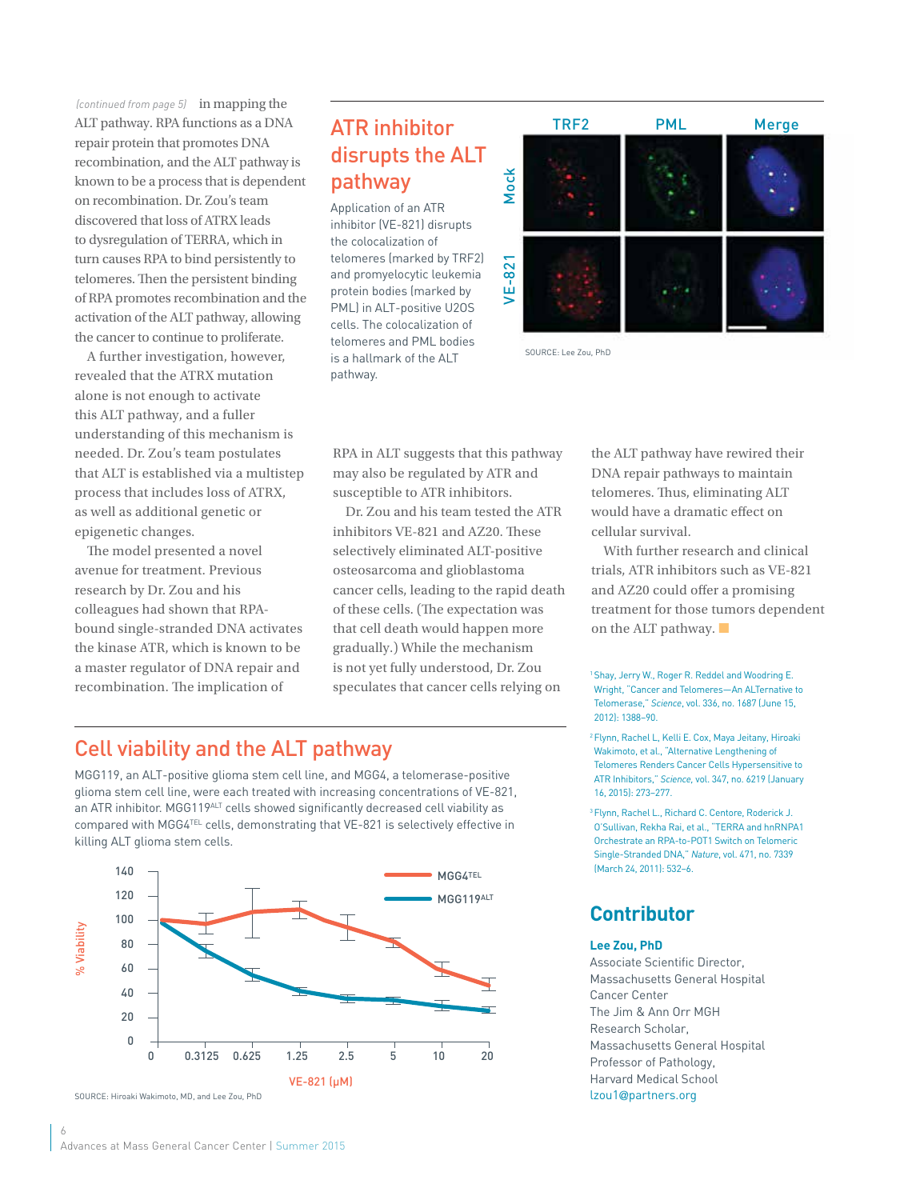*(continued from page 5)* in mapping the ALT pathway. RPA functions as a DNA repair protein that promotes DNA recombination, and the ALT pathway is known to be a process that is dependent on recombination. Dr. Zou's team discovered that loss of ATRX leads to dysregulation of TERRA, which in turn causes RPA to bind persistently to telomeres. Then the persistent binding of RPA promotes recombination and the activation of the ALT pathway, allowing the cancer to continue to proliferate.

A further investigation, however, revealed that the ATRX mutation alone is not enough to activate this ALT pathway, and a fuller understanding of this mechanism is needed. Dr. Zou's team postulates that ALT is established via a multistep process that includes loss of ATRX, as well as additional genetic or epigenetic changes.

The model presented a novel avenue for treatment. Previous research by Dr. Zou and his colleagues had shown that RPA-bound single-stranded DNA activates the kinase ATR, which is known to be a master regulator of DNA repair and recombination. The implication of RPA in ALT suggests that this pathway may also be regulated by ATR and susceptible to ATR inhibitors.

Dr. Zou and his team tested the ATR inhibitors VE-821 and AZ20. These selectively eliminated ALT-positive osteosarcoma and glioblastoma cancer cells, leading to the rapid death of these cells. (The expectation was that cell death would happen more gradually.) While the mechanism is not yet fully understood, Dr. Zou speculates that cancer cells relying on the ALT pathway have rewired their DNA repair pathways to maintain telomeres. Thus, eliminating ALT would have a dramatic effect on cellular survival.

With further research and clinical trials, ATR inhibitors such as VE-821 and AZ20 could offer a promising treatment for those tumors dependent on the ALT pathway.

## ATR inhibitor disrupts the ALT pathway

Application of an ATR inhibitor (VE-821) disrupts the colocalization of telomeres (marked by TRF2) and promyelocytic leukemia protein bodies (marked by PML) in ALT-positive U2OS cells. The colocalization of telomeres and PML bodies is a hallmark of the ALT pathway.

TRF2 | PML | Merge — Mock / VE-821

SOURCE: Lee Zou, PhD

## Cell viability and the ALT pathway

MGG119, an ALT-positive glioma stem cell line, and MGG4, a telomerase-positive glioma stem cell line, were each treated with increasing concentrations of VE-821, an ATR inhibitor. $MGG119^{ALT}$ cells showed significantly decreased cell viability as compared with $MGG4^{TEL}$ cells, demonstrating that VE-821 is selectively effective in killing ALT glioma stem cells.

Legend: $MGG4^{TEL}$, $MGG119^{ALT}$. Y-axis: % Viability (0–140). X-axis: VE-821 (μM): 0, 0.3125, 0.625, 1.25, 2.5, 5, 10, 20.

SOURCE: Hiroaki Wakimoto, MD, and Lee Zou, PhD

[1] Shay, Jerry W., Roger R. Reddel and Woodring E. Wright, "Cancer and Telomeres—An ALTernative to Telomerase," *Science*, vol. 336, no. 1687 (June 15, 2012): 1388–90.

[2] Flynn, Rachel L, Kelli E. Cox, Maya Jeitany, Hiroaki Wakimoto, et al., "Alternative Lengthening of Telomeres Renders Cancer Cells Hypersensitive to ATR Inhibitors," *Science*, vol. 347, no. 6219 (January 16, 2015): 273–277.

[3] Flynn, Rachel L., Richard C. Centore, Roderick J. O'Sullivan, Rekha Rai, et al., "TERRA and hnRNPA1 Orchestrate an RPA-to-POT1 Switch on Telomeric Single-Stranded DNA," *Nature*, vol. 471, no. 7339 (March 24, 2011): 532–6.

## Contributor

**Lee Zou, PhD**
Associate Scientific Director, Massachusetts General Hospital Cancer Center
The Jim & Ann Orr MGH Research Scholar, Massachusetts General Hospital
Professor of Pathology, Harvard Medical School
lzou1@partners.org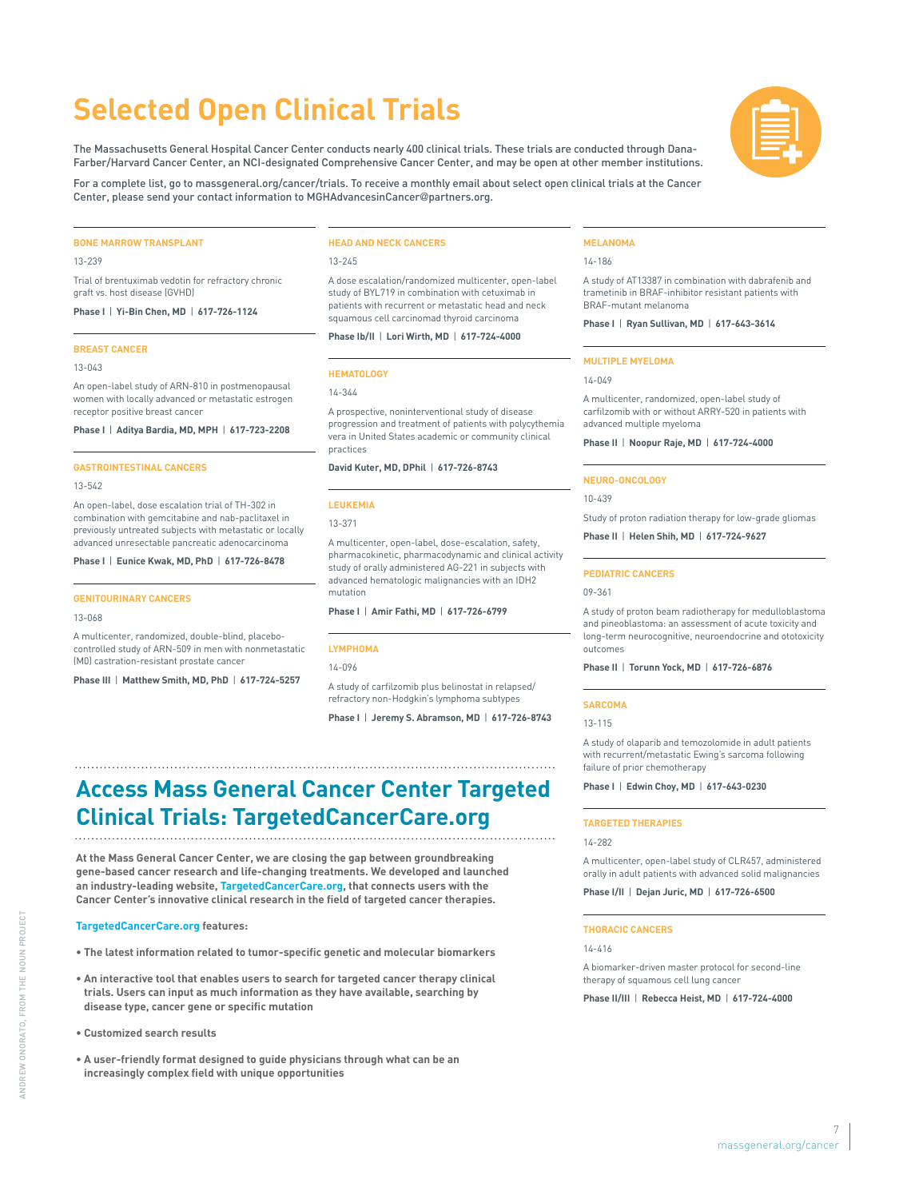# Selected Open Clinical Trials

The Massachusetts General Hospital Cancer Center conducts nearly 400 clinical trials. These trials are conducted through Dana-Farber/Harvard Cancer Center, an NCI-designated Comprehensive Cancer Center, and may be open at other member institutions.

For a complete list, go to massgeneral.org/cancer/trials. To receive a monthly email about select open clinical trials at the Cancer Center, please send your contact information to MGHAdvancesinCancer@partners.org.

### BONE MARROW TRANSPLANT

13-239

Trial of brentuximab vedotin for refractory chronic graft vs. host disease (GVHD)

**Phase I | Yi-Bin Chen, MD | 617-726-1124**

### BREAST CANCER

13-043

An open-label study of ARN-810 in postmenopausal women with locally advanced or metastatic estrogen receptor positive breast cancer

**Phase I | Aditya Bardia, MD, MPH | 617-723-2208**

### GASTROINTESTINAL CANCERS

13-542

An open-label, dose escalation trial of TH-302 in combination with gemcitabine and nab-paclitaxel in previously untreated subjects with metastatic or locally advanced unresectable pancreatic adenocarcinoma

**Phase I | Eunice Kwak, MD, PhD | 617-726-8478**

### GENITOURINARY CANCERS

13-068

A multicenter, randomized, double-blind, placebo-controlled study of ARN-509 in men with nonmetastatic (M0) castration-resistant prostate cancer

**Phase III | Matthew Smith, MD, PhD | 617-724-5257**

### HEAD AND NECK CANCERS

13-245

A dose escalation/randomized multicenter, open-label study of BYL719 in combination with cetuximab in patients with recurrent or metastatic head and neck squamous cell carcinomad thyroid carcinoma

**Phase Ib/II | Lori Wirth, MD | 617-724-4000**

### HEMATOLOGY

14-344

A prospective, noninterventional study of disease progression and treatment of patients with polycythemia vera in United States academic or community clinical practices

**David Kuter, MD, DPhil | 617-726-8743**

### LEUKEMIA

13-371

A multicenter, open-label, dose-escalation, safety, pharmacokinetic, pharmacodynamic and clinical activity study of orally administered AG-221 in subjects with advanced hematologic malignancies with an IDH2 mutation

**Phase I | Amir Fathi, MD | 617-726-6799**

### LYMPHOMA

14-096

A study of carfilzomib plus belinostat in relapsed/refractory non-Hodgkin's lymphoma subtypes

**Phase I | Jeremy S. Abramson, MD | 617-726-8743**

### MELANOMA

14-186

A study of AT13387 in combination with dabrafenib and trametinib in BRAF-inhibitor resistant patients with BRAF-mutant melanoma

**Phase I | Ryan Sullivan, MD | 617-643-3614**

### MULTIPLE MYELOMA

14-049

A multicenter, randomized, open-label study of carfilzomib with or without ARRY-520 in patients with advanced multiple myeloma

**Phase II | Noopur Raje, MD | 617-724-4000**

### NEURO-ONCOLOGY

10-439

Study of proton radiation therapy for low-grade gliomas

**Phase II | Helen Shih, MD | 617-724-9627**

### PEDIATRIC CANCERS

09-361

A study of proton beam radiotherapy for medulloblastoma and pineoblastoma: an assessment of acute toxicity and long-term neurocognitive, neuroendocrine and ototoxicity outcomes

**Phase II | Torunn Yock, MD | 617-726-6876**

### SARCOMA

13-115

A study of olaparib and temozolomide in adult patients with recurrent/metastatic Ewing's sarcoma following failure of prior chemotherapy

**Phase I | Edwin Choy, MD | 617-643-0230**

### TARGETED THERAPIES

14-282

A multicenter, open-label study of CLR457, administered orally in adult patients with advanced solid malignancies

**Phase I/II | Dejan Juric, MD | 617-726-6500**

### THORACIC CANCERS

14-416

A biomarker-driven master protocol for second-line therapy of squamous cell lung cancer

**Phase II/III | Rebecca Heist, MD | 617-724-4000**

## Access Mass General Cancer Center Targeted Clinical Trials: TargetedCancerCare.org

**At the Mass General Cancer Center, we are closing the gap between groundbreaking gene-based cancer research and life-changing treatments. We developed and launched an industry-leading website, TargetedCancerCare.org, that connects users with the Cancer Center's innovative clinical research in the field of targeted cancer therapies.**

**TargetedCancerCare.org features:**

- **The latest information related to tumor-specific genetic and molecular biomarkers**
- **An interactive tool that enables users to search for targeted cancer therapy clinical trials. Users can input as much information as they have available, searching by disease type, cancer gene or specific mutation**
- **Customized search results**
- **A user-friendly format designed to guide physicians through what can be an increasingly complex field with unique opportunities**

ANDREW ONORATO, FROM THE NOUN PROJECT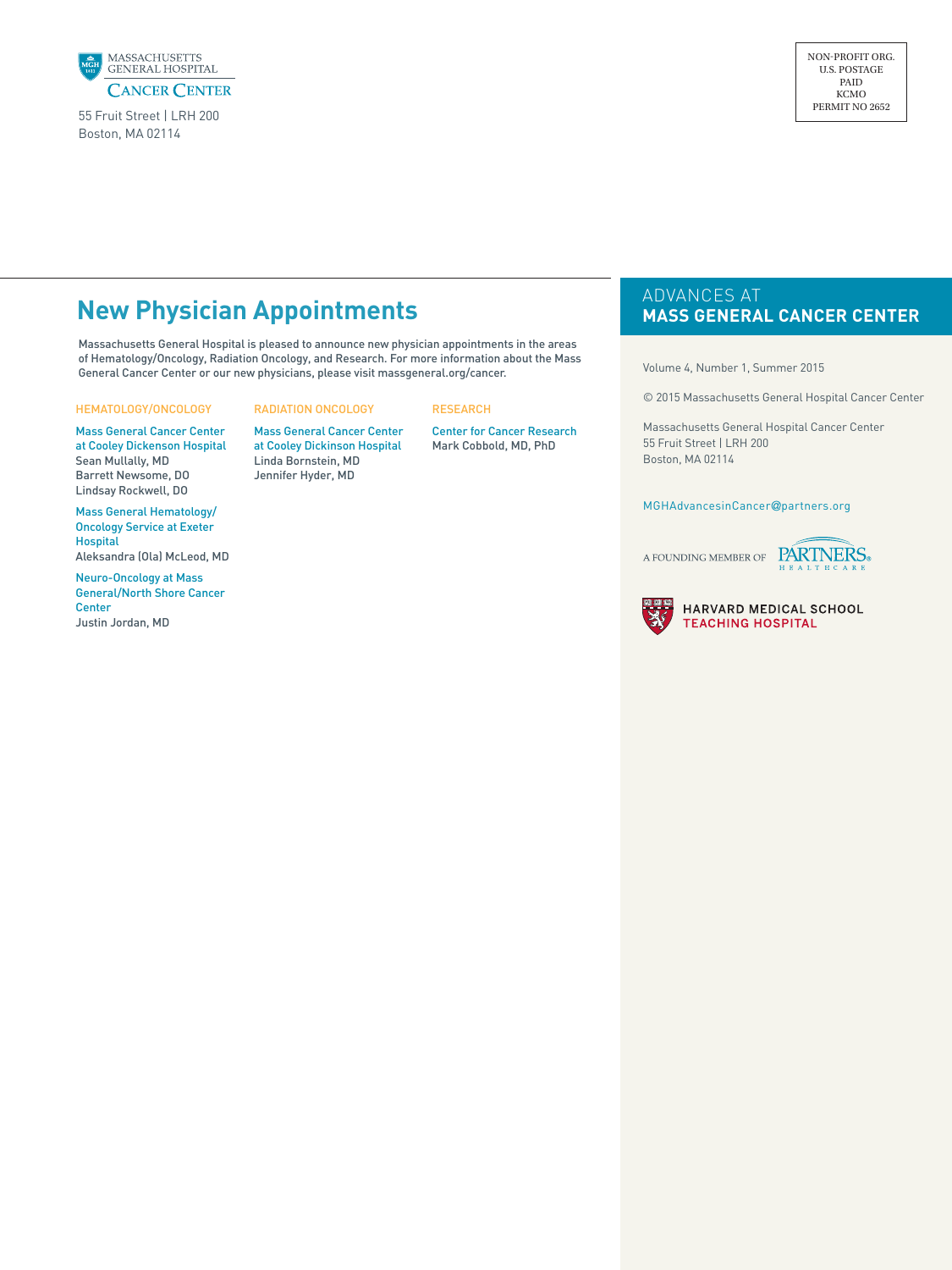MASSACHUSETTS GENERAL HOSPITAL
CANCER CENTER

55 Fruit Street | LRH 200
Boston, MA 02114

NON-PROFIT ORG.
U.S. POSTAGE
PAID
KCMO
PERMIT NO 2652

## New Physician Appointments

Massachusetts General Hospital is pleased to announce new physician appointments in the areas of Hematology/Oncology, Radiation Oncology, and Research. For more information about the Mass General Cancer Center or our new physicians, please visit massgeneral.org/cancer.

### HEMATOLOGY/ONCOLOGY

Mass General Cancer Center at Cooley Dickenson Hospital
Sean Mullally, MD
Barrett Newsome, DO
Lindsay Rockwell, DO

Mass General Hematology/ Oncology Service at Exeter Hospital
Aleksandra (Ola) McLeod, MD

Neuro-Oncology at Mass General/North Shore Cancer Center
Justin Jordan, MD

### RADIATION ONCOLOGY

Mass General Cancer Center at Cooley Dickinson Hospital
Linda Bornstein, MD
Jennifer Hyder, MD

### RESEARCH

Center for Cancer Research
Mark Cobbold, MD, PhD

## ADVANCES AT MASS GENERAL CANCER CENTER

Volume 4, Number 1, Summer 2015

© 2015 Massachusetts General Hospital Cancer Center

Massachusetts General Hospital Cancer Center
55 Fruit Street | LRH 200
Boston, MA 02114

MGHAdvancesinCancer@partners.org

A FOUNDING MEMBER OF PARTNERS HEALTHCARE

HARVARD MEDICAL SCHOOL
TEACHING HOSPITAL